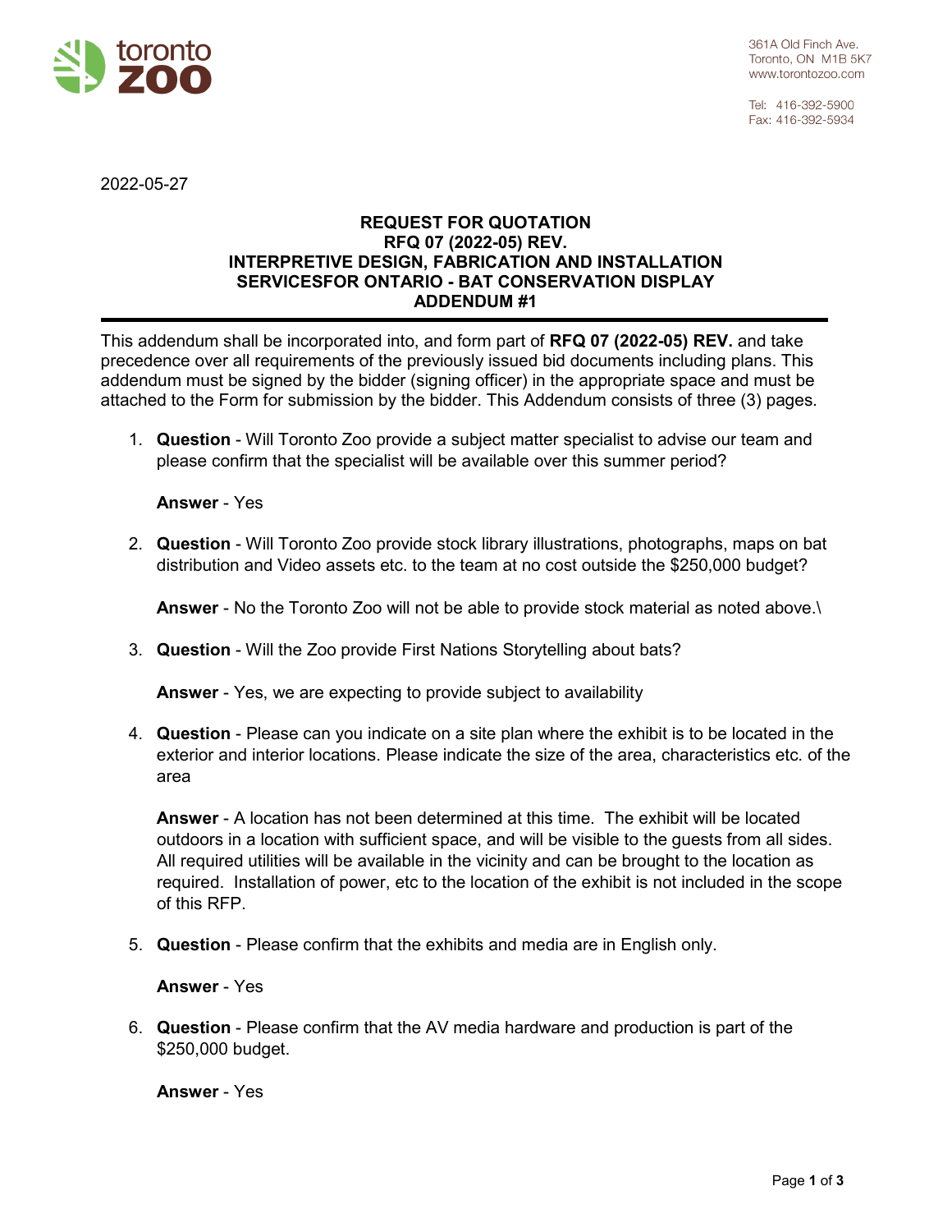toronto zoo

361A Old Finch Ave.
Toronto, ON M1B 5K7
www.torontozoo.com

Tel: 416-392-5900
Fax: 416-392-5934

2022-05-27

**REQUEST FOR QUOTATION**
**RFQ 07 (2022-05) REV.**
**INTERPRETIVE DESIGN, FABRICATION AND INSTALLATION SERVICESFOR ONTARIO - BAT CONSERVATION DISPLAY**
**ADDENDUM #1**

---

This addendum shall be incorporated into, and form part of **RFQ 07 (2022-05) REV.** and take precedence over all requirements of the previously issued bid documents including plans. This addendum must be signed by the bidder (signing officer) in the appropriate space and must be attached to the Form for submission by the bidder. This Addendum consists of three (3) pages.

1. **Question** - Will Toronto Zoo provide a subject matter specialist to advise our team and please confirm that the specialist will be available over this summer period?

   **Answer** - Yes

2. **Question** - Will Toronto Zoo provide stock library illustrations, photographs, maps on bat distribution and Video assets etc. to the team at no cost outside the $250,000 budget?

   **Answer** - No the Toronto Zoo will not be able to provide stock material as noted above.\

3. **Question** - Will the Zoo provide First Nations Storytelling about bats?

   **Answer** - Yes, we are expecting to provide subject to availability

4. **Question** - Please can you indicate on a site plan where the exhibit is to be located in the exterior and interior locations. Please indicate the size of the area, characteristics etc. of the area

   **Answer** - A location has not been determined at this time. The exhibit will be located outdoors in a location with sufficient space, and will be visible to the guests from all sides. All required utilities will be available in the vicinity and can be brought to the location as required. Installation of power, etc to the location of the exhibit is not included in the scope of this RFP.

5. **Question** - Please confirm that the exhibits and media are in English only.

   **Answer** - Yes

6. **Question** - Please confirm that the AV media hardware and production is part of the $250,000 budget.

   **Answer** - Yes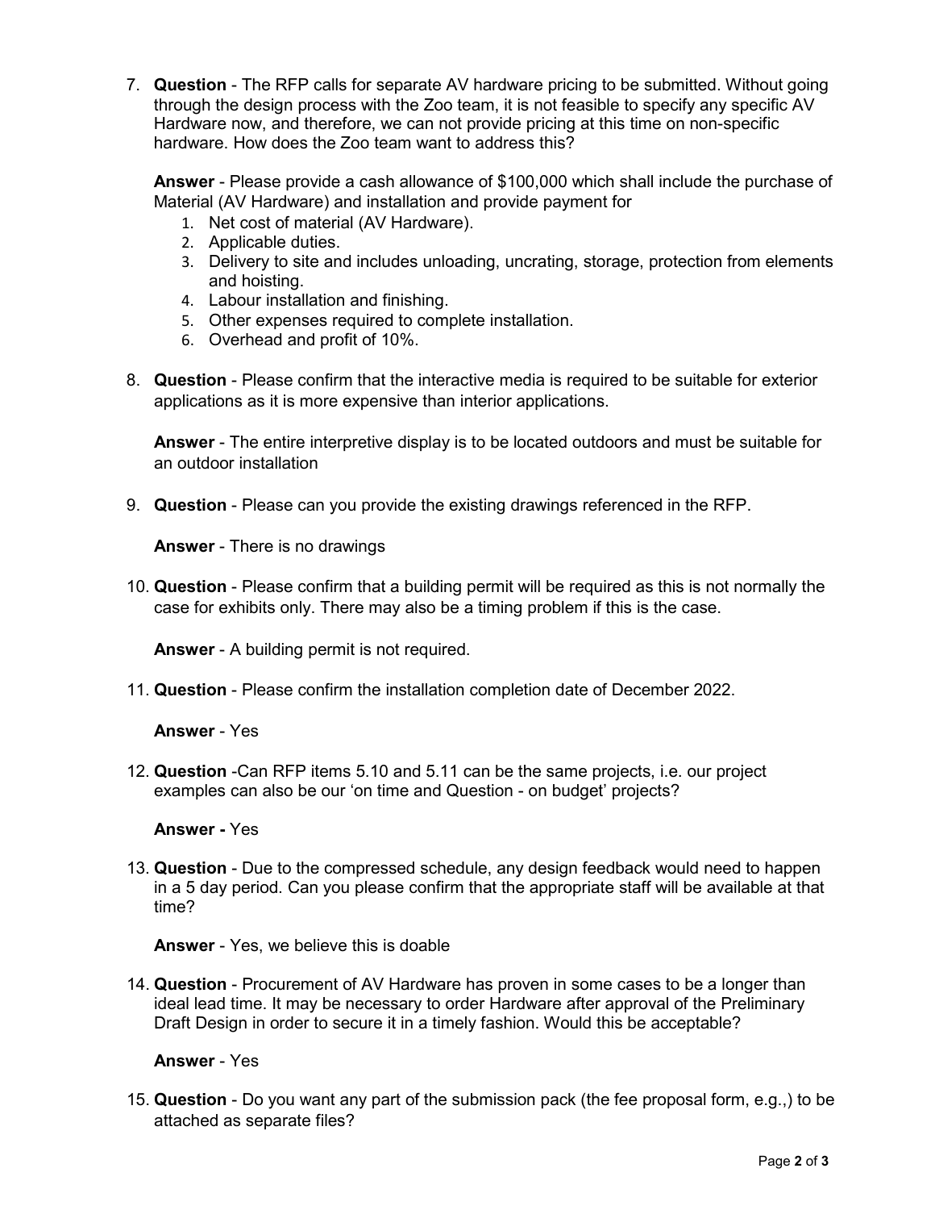7. **Question** - The RFP calls for separate AV hardware pricing to be submitted. Without going through the design process with the Zoo team, it is not feasible to specify any specific AV Hardware now, and therefore, we can not provide pricing at this time on non-specific hardware. How does the Zoo team want to address this?

   **Answer** - Please provide a cash allowance of $100,000 which shall include the purchase of Material (AV Hardware) and installation and provide payment for
   1. Net cost of material (AV Hardware).
   2. Applicable duties.
   3. Delivery to site and includes unloading, uncrating, storage, protection from elements and hoisting.
   4. Labour installation and finishing.
   5. Other expenses required to complete installation.
   6. Overhead and profit of 10%.

8. **Question** - Please confirm that the interactive media is required to be suitable for exterior applications as it is more expensive than interior applications.

   **Answer** - The entire interpretive display is to be located outdoors and must be suitable for an outdoor installation

9. **Question** - Please can you provide the existing drawings referenced in the RFP.

   **Answer** - There is no drawings

10. **Question** - Please confirm that a building permit will be required as this is not normally the case for exhibits only. There may also be a timing problem if this is the case.

    **Answer** - A building permit is not required.

11. **Question** - Please confirm the installation completion date of December 2022.

    **Answer** - Yes

12. **Question** -Can RFP items 5.10 and 5.11 can be the same projects, i.e. our project examples can also be our 'on time and Question - on budget' projects?

    **Answer -** Yes

13. **Question** - Due to the compressed schedule, any design feedback would need to happen in a 5 day period. Can you please confirm that the appropriate staff will be available at that time?

    **Answer** - Yes, we believe this is doable

14. **Question** - Procurement of AV Hardware has proven in some cases to be a longer than ideal lead time. It may be necessary to order Hardware after approval of the Preliminary Draft Design in order to secure it in a timely fashion. Would this be acceptable?

    **Answer** - Yes

15. **Question** - Do you want any part of the submission pack (the fee proposal form, e.g.,) to be attached as separate files?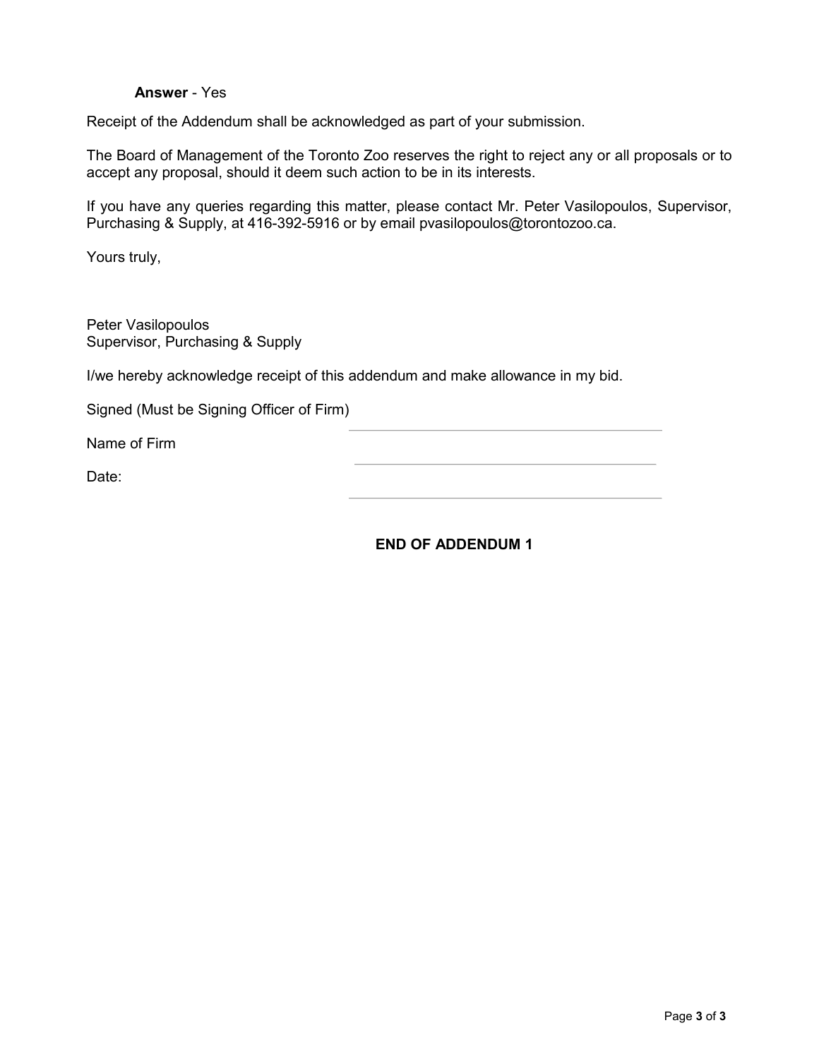**Answer** - Yes

Receipt of the Addendum shall be acknowledged as part of your submission.

The Board of Management of the Toronto Zoo reserves the right to reject any or all proposals or to accept any proposal, should it deem such action to be in its interests.

If you have any queries regarding this matter, please contact Mr. Peter Vasilopoulos, Supervisor, Purchasing & Supply, at 416-392-5916 or by email pvasilopoulos@torontozoo.ca.

Yours truly,

Peter Vasilopoulos
Supervisor, Purchasing & Supply

I/we hereby acknowledge receipt of this addendum and make allowance in my bid.

Signed (Must be Signing Officer of Firm) ______________________________

Name of Firm ______________________________

Date: ______________________________

**END OF ADDENDUM 1**